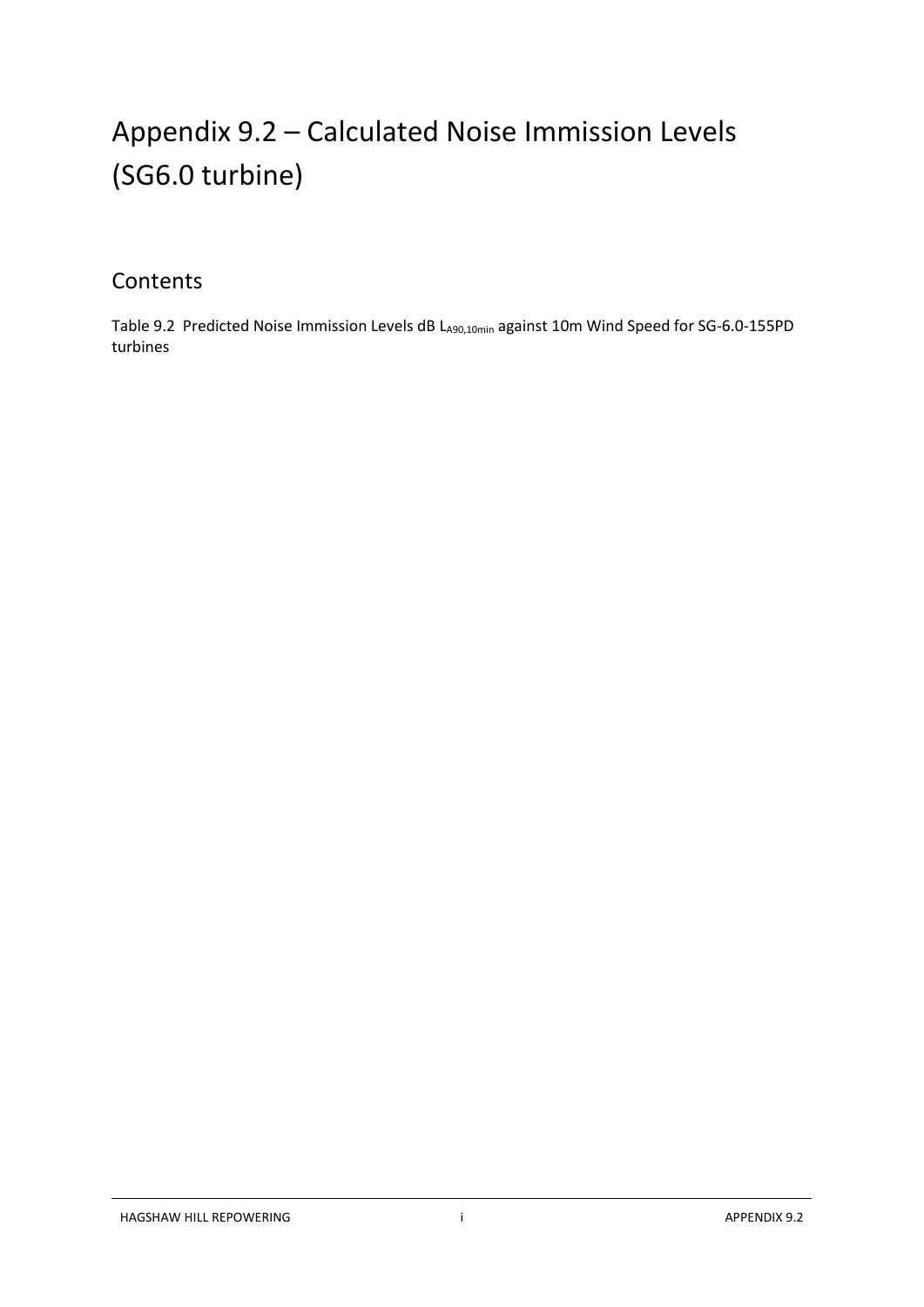# Appendix 9.2 – Calculated Noise Immission Levels (SG6.0 turbine)

## Contents

Table 9.2 Predicted Noise Immission Levels dB $L_{A90,10min}$ against 10m Wind Speed for SG-6.0-155PD turbines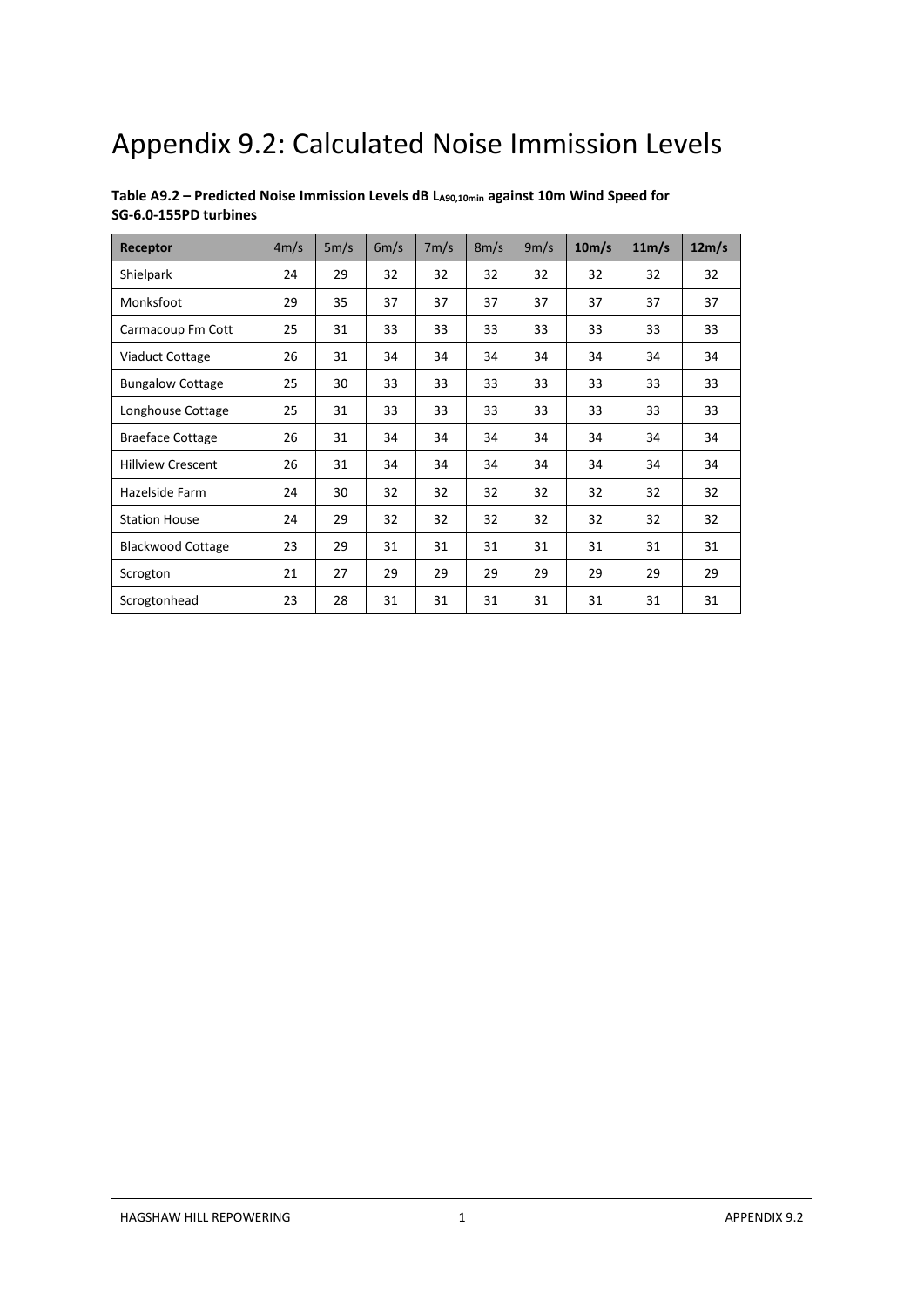# Appendix 9.2: Calculated Noise Immission Levels

**Table A9.2 – Predicted Noise Immission Levels dB $L_{A90,10min}$ against 10m Wind Speed for SG-6.0-155PD turbines**

| Receptor | 4m/s | 5m/s | 6m/s | 7m/s | 8m/s | 9m/s | 10m/s | 11m/s | 12m/s |
|---|---|---|---|---|---|---|---|---|---|
| Shielpark | 24 | 29 | 32 | 32 | 32 | 32 | 32 | 32 | 32 |
| Monksfoot | 29 | 35 | 37 | 37 | 37 | 37 | 37 | 37 | 37 |
| Carmacoup Fm Cott | 25 | 31 | 33 | 33 | 33 | 33 | 33 | 33 | 33 |
| Viaduct Cottage | 26 | 31 | 34 | 34 | 34 | 34 | 34 | 34 | 34 |
| Bungalow Cottage | 25 | 30 | 33 | 33 | 33 | 33 | 33 | 33 | 33 |
| Longhouse Cottage | 25 | 31 | 33 | 33 | 33 | 33 | 33 | 33 | 33 |
| Braeface Cottage | 26 | 31 | 34 | 34 | 34 | 34 | 34 | 34 | 34 |
| Hillview Crescent | 26 | 31 | 34 | 34 | 34 | 34 | 34 | 34 | 34 |
| Hazelside Farm | 24 | 30 | 32 | 32 | 32 | 32 | 32 | 32 | 32 |
| Station House | 24 | 29 | 32 | 32 | 32 | 32 | 32 | 32 | 32 |
| Blackwood Cottage | 23 | 29 | 31 | 31 | 31 | 31 | 31 | 31 | 31 |
| Scrogton | 21 | 27 | 29 | 29 | 29 | 29 | 29 | 29 | 29 |
| Scrogtonhead | 23 | 28 | 31 | 31 | 31 | 31 | 31 | 31 | 31 |